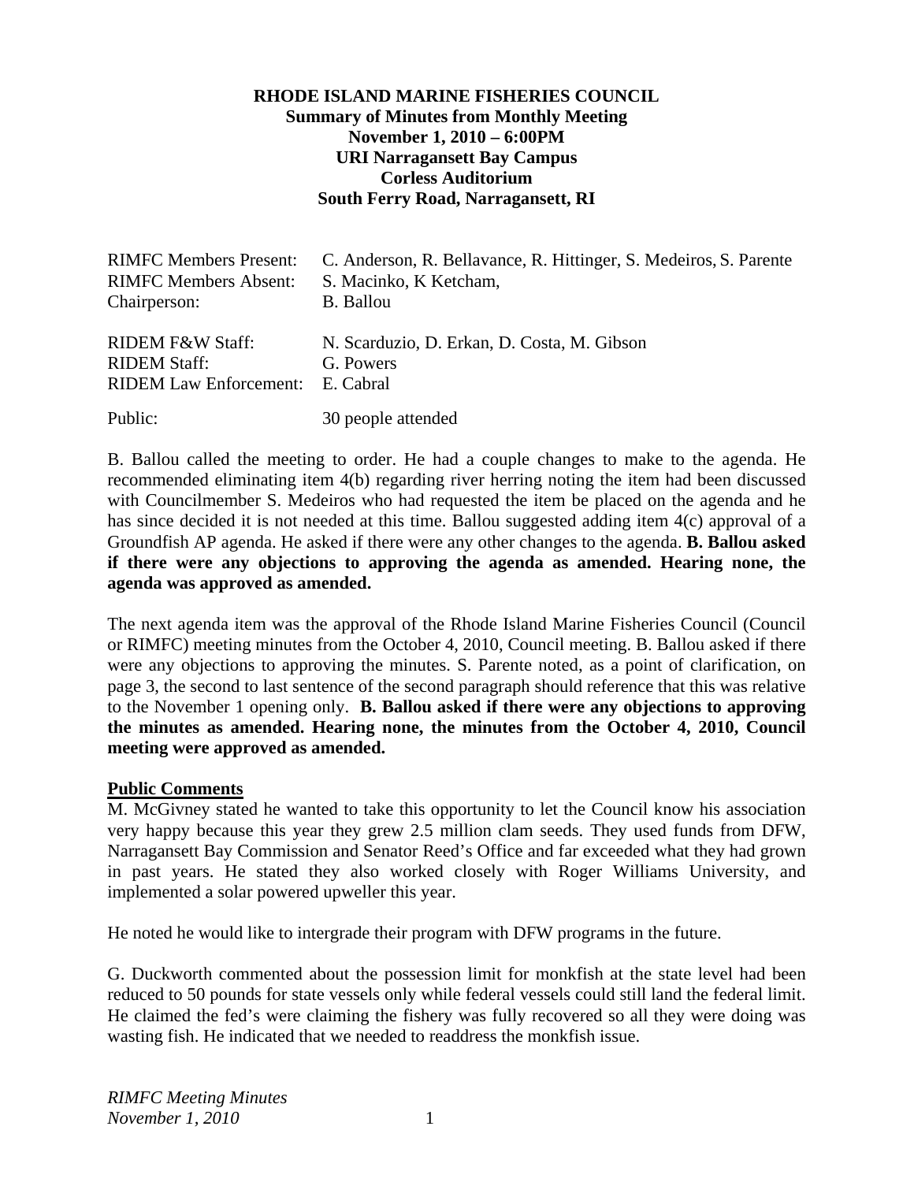**RHODE ISLAND MARINE FISHERIES COUNCIL**
**Summary of Minutes from Monthly Meeting**
**November 1, 2010 – 6:00PM**
**URI Narragansett Bay Campus**
**Corless Auditorium**
**South Ferry Road, Narragansett, RI**

RIMFC Members Present: C. Anderson, R. Bellavance, R. Hittinger, S. Medeiros, S. Parente
RIMFC Members Absent: S. Macinko, K Ketcham,
Chairperson: B. Ballou

RIDEM F&W Staff: N. Scarduzio, D. Erkan, D. Costa, M. Gibson
RIDEM Staff: G. Powers
RIDEM Law Enforcement: E. Cabral

Public: 30 people attended

B. Ballou called the meeting to order. He had a couple changes to make to the agenda. He recommended eliminating item 4(b) regarding river herring noting the item had been discussed with Councilmember S. Medeiros who had requested the item be placed on the agenda and he has since decided it is not needed at this time. Ballou suggested adding item 4(c) approval of a Groundfish AP agenda. He asked if there were any other changes to the agenda. **B. Ballou asked if there were any objections to approving the agenda as amended. Hearing none, the agenda was approved as amended.**

The next agenda item was the approval of the Rhode Island Marine Fisheries Council (Council or RIMFC) meeting minutes from the October 4, 2010, Council meeting. B. Ballou asked if there were any objections to approving the minutes. S. Parente noted, as a point of clarification, on page 3, the second to last sentence of the second paragraph should reference that this was relative to the November 1 opening only. **B. Ballou asked if there were any objections to approving the minutes as amended. Hearing none, the minutes from the October 4, 2010, Council meeting were approved as amended.**

**Public Comments**

M. McGivney stated he wanted to take this opportunity to let the Council know his association very happy because this year they grew 2.5 million clam seeds. They used funds from DFW, Narragansett Bay Commission and Senator Reed's Office and far exceeded what they had grown in past years. He stated they also worked closely with Roger Williams University, and implemented a solar powered upweller this year.

He noted he would like to intergrade their program with DFW programs in the future.

G. Duckworth commented about the possession limit for monkfish at the state level had been reduced to 50 pounds for state vessels only while federal vessels could still land the federal limit. He claimed the fed's were claiming the fishery was fully recovered so all they were doing was wasting fish. He indicated that we needed to readdress the monkfish issue.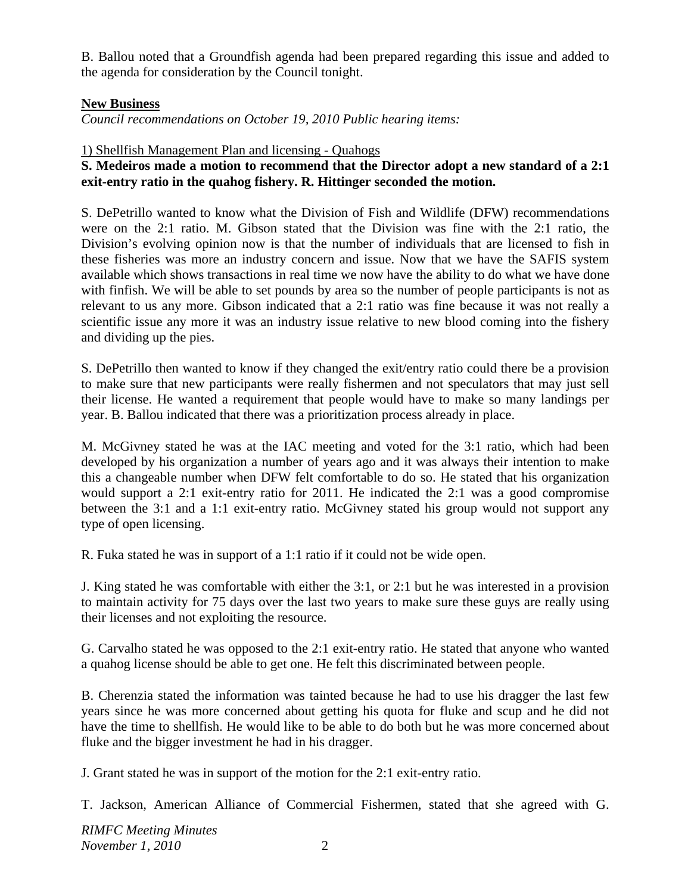B. Ballou noted that a Groundfish agenda had been prepared regarding this issue and added to the agenda for consideration by the Council tonight.

**New Business**

*Council recommendations on October 19, 2010 Public hearing items:*

1) Shellfish Management Plan and licensing - Quahogs

**S. Medeiros made a motion to recommend that the Director adopt a new standard of a 2:1 exit-entry ratio in the quahog fishery. R. Hittinger seconded the motion.**

S. DePetrillo wanted to know what the Division of Fish and Wildlife (DFW) recommendations were on the 2:1 ratio. M. Gibson stated that the Division was fine with the 2:1 ratio, the Division's evolving opinion now is that the number of individuals that are licensed to fish in these fisheries was more an industry concern and issue. Now that we have the SAFIS system available which shows transactions in real time we now have the ability to do what we have done with finfish. We will be able to set pounds by area so the number of people participants is not as relevant to us any more. Gibson indicated that a 2:1 ratio was fine because it was not really a scientific issue any more it was an industry issue relative to new blood coming into the fishery and dividing up the pies.

S. DePetrillo then wanted to know if they changed the exit/entry ratio could there be a provision to make sure that new participants were really fishermen and not speculators that may just sell their license. He wanted a requirement that people would have to make so many landings per year. B. Ballou indicated that there was a prioritization process already in place.

M. McGivney stated he was at the IAC meeting and voted for the 3:1 ratio, which had been developed by his organization a number of years ago and it was always their intention to make this a changeable number when DFW felt comfortable to do so. He stated that his organization would support a 2:1 exit-entry ratio for 2011. He indicated the 2:1 was a good compromise between the 3:1 and a 1:1 exit-entry ratio. McGivney stated his group would not support any type of open licensing.

R. Fuka stated he was in support of a 1:1 ratio if it could not be wide open.

J. King stated he was comfortable with either the 3:1, or 2:1 but he was interested in a provision to maintain activity for 75 days over the last two years to make sure these guys are really using their licenses and not exploiting the resource.

G. Carvalho stated he was opposed to the 2:1 exit-entry ratio. He stated that anyone who wanted a quahog license should be able to get one. He felt this discriminated between people.

B. Cherenzia stated the information was tainted because he had to use his dragger the last few years since he was more concerned about getting his quota for fluke and scup and he did not have the time to shellfish. He would like to be able to do both but he was more concerned about fluke and the bigger investment he had in his dragger.

J. Grant stated he was in support of the motion for the 2:1 exit-entry ratio.

T. Jackson, American Alliance of Commercial Fishermen, stated that she agreed with G.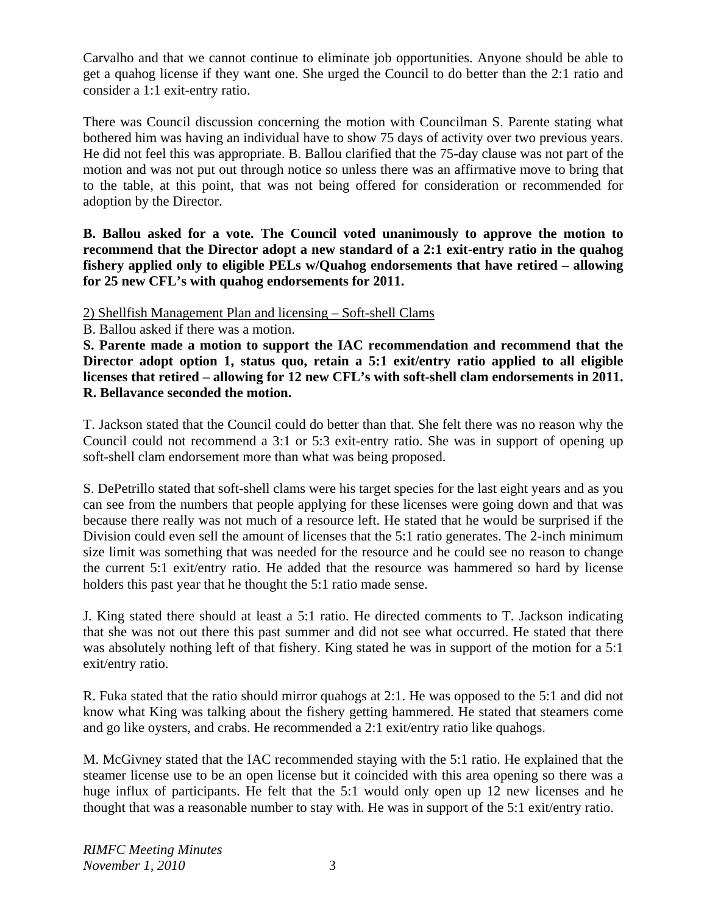Carvalho and that we cannot continue to eliminate job opportunities. Anyone should be able to get a quahog license if they want one. She urged the Council to do better than the 2:1 ratio and consider a 1:1 exit-entry ratio.

There was Council discussion concerning the motion with Councilman S. Parente stating what bothered him was having an individual have to show 75 days of activity over two previous years. He did not feel this was appropriate. B. Ballou clarified that the 75-day clause was not part of the motion and was not put out through notice so unless there was an affirmative move to bring that to the table, at this point, that was not being offered for consideration or recommended for adoption by the Director.

**B. Ballou asked for a vote. The Council voted unanimously to approve the motion to recommend that the Director adopt a new standard of a 2:1 exit-entry ratio in the quahog fishery applied only to eligible PELs w/Quahog endorsements that have retired – allowing for 25 new CFL's with quahog endorsements for 2011.**

<u>2) Shellfish Management Plan and licensing – Soft-shell Clams</u>

B. Ballou asked if there was a motion.

**S. Parente made a motion to support the IAC recommendation and recommend that the Director adopt option 1, status quo, retain a 5:1 exit/entry ratio applied to all eligible licenses that retired – allowing for 12 new CFL's with soft-shell clam endorsements in 2011. R. Bellavance seconded the motion.**

T. Jackson stated that the Council could do better than that. She felt there was no reason why the Council could not recommend a 3:1 or 5:3 exit-entry ratio. She was in support of opening up soft-shell clam endorsement more than what was being proposed.

S. DePetrillo stated that soft-shell clams were his target species for the last eight years and as you can see from the numbers that people applying for these licenses were going down and that was because there really was not much of a resource left. He stated that he would be surprised if the Division could even sell the amount of licenses that the 5:1 ratio generates. The 2-inch minimum size limit was something that was needed for the resource and he could see no reason to change the current 5:1 exit/entry ratio. He added that the resource was hammered so hard by license holders this past year that he thought the 5:1 ratio made sense.

J. King stated there should at least a 5:1 ratio. He directed comments to T. Jackson indicating that she was not out there this past summer and did not see what occurred. He stated that there was absolutely nothing left of that fishery. King stated he was in support of the motion for a 5:1 exit/entry ratio.

R. Fuka stated that the ratio should mirror quahogs at 2:1. He was opposed to the 5:1 and did not know what King was talking about the fishery getting hammered. He stated that steamers come and go like oysters, and crabs. He recommended a 2:1 exit/entry ratio like quahogs.

M. McGivney stated that the IAC recommended staying with the 5:1 ratio. He explained that the steamer license use to be an open license but it coincided with this area opening so there was a huge influx of participants. He felt that the 5:1 would only open up 12 new licenses and he thought that was a reasonable number to stay with. He was in support of the 5:1 exit/entry ratio.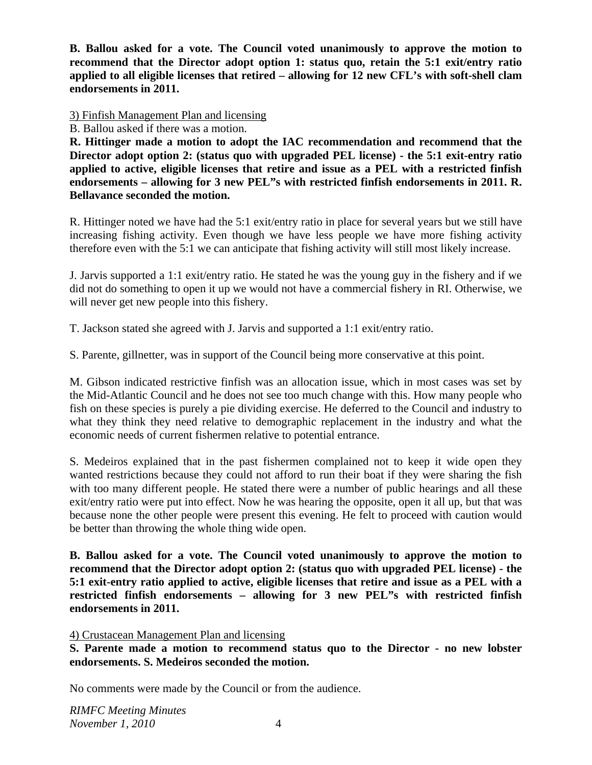**B. Ballou asked for a vote. The Council voted unanimously to approve the motion to recommend that the Director adopt option 1: status quo, retain the 5:1 exit/entry ratio applied to all eligible licenses that retired – allowing for 12 new CFL's with soft-shell clam endorsements in 2011.**

3) Finfish Management Plan and licensing

B. Ballou asked if there was a motion.

**R. Hittinger made a motion to adopt the IAC recommendation and recommend that the Director adopt option 2: (status quo with upgraded PEL license) - the 5:1 exit-entry ratio applied to active, eligible licenses that retire and issue as a PEL with a restricted finfish endorsements – allowing for 3 new PEL"s with restricted finfish endorsements in 2011. R. Bellavance seconded the motion.**

R. Hittinger noted we have had the 5:1 exit/entry ratio in place for several years but we still have increasing fishing activity. Even though we have less people we have more fishing activity therefore even with the 5:1 we can anticipate that fishing activity will still most likely increase.

J. Jarvis supported a 1:1 exit/entry ratio. He stated he was the young guy in the fishery and if we did not do something to open it up we would not have a commercial fishery in RI. Otherwise, we will never get new people into this fishery.

T. Jackson stated she agreed with J. Jarvis and supported a 1:1 exit/entry ratio.

S. Parente, gillnetter, was in support of the Council being more conservative at this point.

M. Gibson indicated restrictive finfish was an allocation issue, which in most cases was set by the Mid-Atlantic Council and he does not see too much change with this. How many people who fish on these species is purely a pie dividing exercise. He deferred to the Council and industry to what they think they need relative to demographic replacement in the industry and what the economic needs of current fishermen relative to potential entrance.

S. Medeiros explained that in the past fishermen complained not to keep it wide open they wanted restrictions because they could not afford to run their boat if they were sharing the fish with too many different people. He stated there were a number of public hearings and all these exit/entry ratio were put into effect. Now he was hearing the opposite, open it all up, but that was because none the other people were present this evening. He felt to proceed with caution would be better than throwing the whole thing wide open.

**B. Ballou asked for a vote. The Council voted unanimously to approve the motion to recommend that the Director adopt option 2: (status quo with upgraded PEL license) - the 5:1 exit-entry ratio applied to active, eligible licenses that retire and issue as a PEL with a restricted finfish endorsements – allowing for 3 new PEL"s with restricted finfish endorsements in 2011.**

4) Crustacean Management Plan and licensing

**S. Parente made a motion to recommend status quo to the Director - no new lobster endorsements. S. Medeiros seconded the motion.**

No comments were made by the Council or from the audience.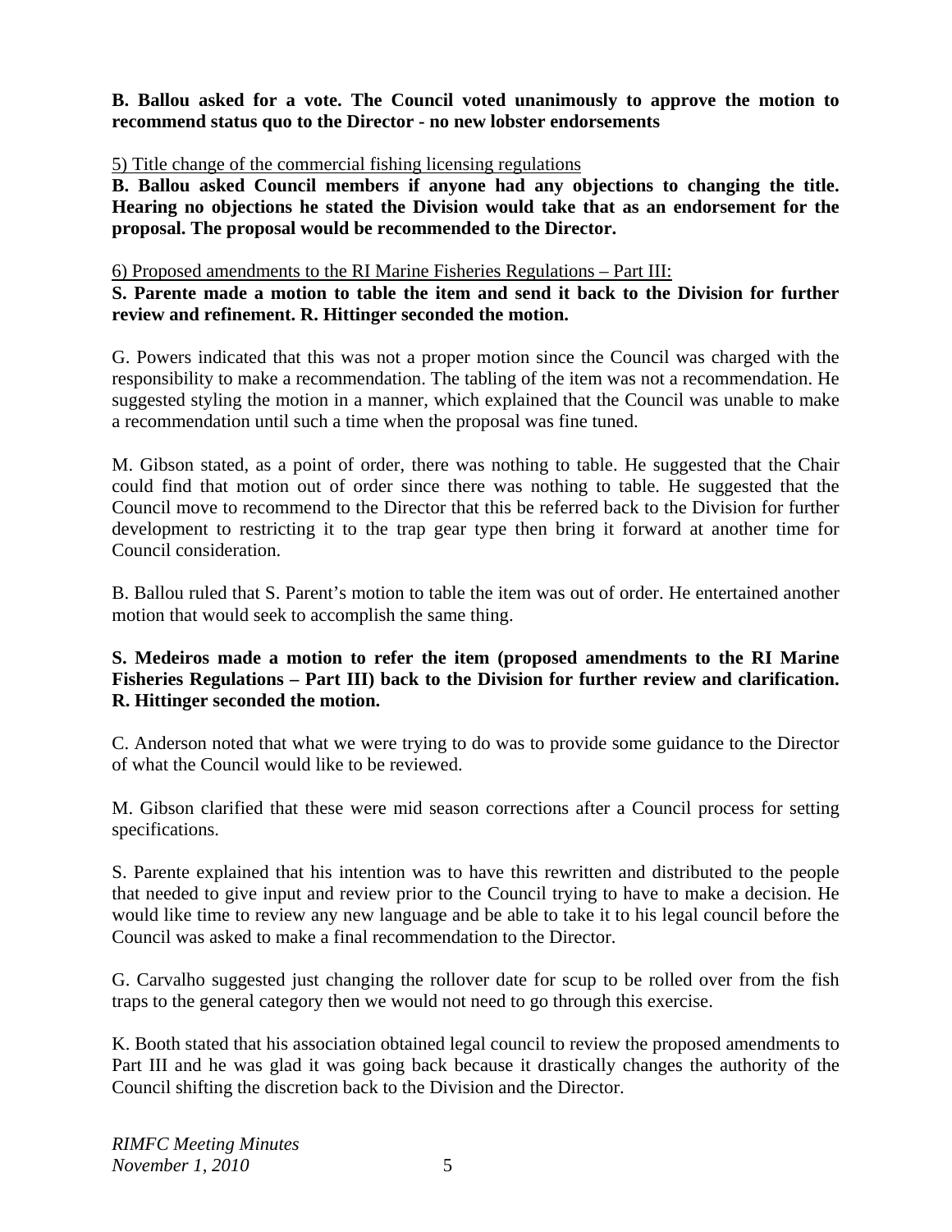**B. Ballou asked for a vote. The Council voted unanimously to approve the motion to recommend status quo to the Director - no new lobster endorsements**

5) Title change of the commercial fishing licensing regulations

**B. Ballou asked Council members if anyone had any objections to changing the title. Hearing no objections he stated the Division would take that as an endorsement for the proposal. The proposal would be recommended to the Director.**

6) Proposed amendments to the RI Marine Fisheries Regulations – Part III:

**S. Parente made a motion to table the item and send it back to the Division for further review and refinement. R. Hittinger seconded the motion.**

G. Powers indicated that this was not a proper motion since the Council was charged with the responsibility to make a recommendation. The tabling of the item was not a recommendation. He suggested styling the motion in a manner, which explained that the Council was unable to make a recommendation until such a time when the proposal was fine tuned.

M. Gibson stated, as a point of order, there was nothing to table. He suggested that the Chair could find that motion out of order since there was nothing to table. He suggested that the Council move to recommend to the Director that this be referred back to the Division for further development to restricting it to the trap gear type then bring it forward at another time for Council consideration.

B. Ballou ruled that S. Parent's motion to table the item was out of order. He entertained another motion that would seek to accomplish the same thing.

**S. Medeiros made a motion to refer the item (proposed amendments to the RI Marine Fisheries Regulations – Part III) back to the Division for further review and clarification. R. Hittinger seconded the motion.**

C. Anderson noted that what we were trying to do was to provide some guidance to the Director of what the Council would like to be reviewed.

M. Gibson clarified that these were mid season corrections after a Council process for setting specifications.

S. Parente explained that his intention was to have this rewritten and distributed to the people that needed to give input and review prior to the Council trying to have to make a decision. He would like time to review any new language and be able to take it to his legal council before the Council was asked to make a final recommendation to the Director.

G. Carvalho suggested just changing the rollover date for scup to be rolled over from the fish traps to the general category then we would not need to go through this exercise.

K. Booth stated that his association obtained legal council to review the proposed amendments to Part III and he was glad it was going back because it drastically changes the authority of the Council shifting the discretion back to the Division and the Director.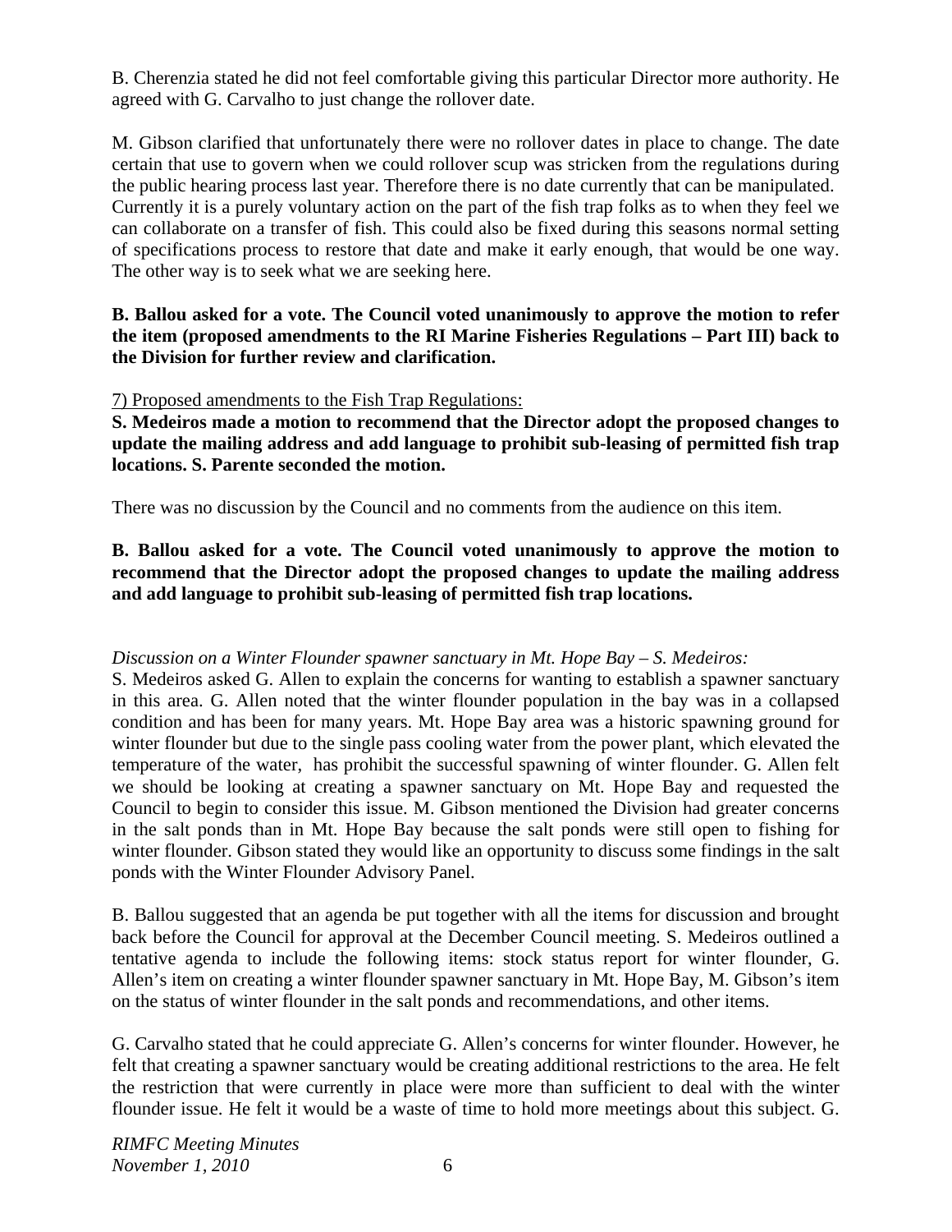B. Cherenzia stated he did not feel comfortable giving this particular Director more authority. He agreed with G. Carvalho to just change the rollover date.

M. Gibson clarified that unfortunately there were no rollover dates in place to change. The date certain that use to govern when we could rollover scup was stricken from the regulations during the public hearing process last year. Therefore there is no date currently that can be manipulated. Currently it is a purely voluntary action on the part of the fish trap folks as to when they feel we can collaborate on a transfer of fish. This could also be fixed during this seasons normal setting of specifications process to restore that date and make it early enough, that would be one way. The other way is to seek what we are seeking here.

**B. Ballou asked for a vote. The Council voted unanimously to approve the motion to refer the item (proposed amendments to the RI Marine Fisheries Regulations – Part III) back to the Division for further review and clarification.**

7) Proposed amendments to the Fish Trap Regulations:

**S. Medeiros made a motion to recommend that the Director adopt the proposed changes to update the mailing address and add language to prohibit sub-leasing of permitted fish trap locations. S. Parente seconded the motion.**

There was no discussion by the Council and no comments from the audience on this item.

**B. Ballou asked for a vote. The Council voted unanimously to approve the motion to recommend that the Director adopt the proposed changes to update the mailing address and add language to prohibit sub-leasing of permitted fish trap locations.**

*Discussion on a Winter Flounder spawner sanctuary in Mt. Hope Bay – S. Medeiros:*

S. Medeiros asked G. Allen to explain the concerns for wanting to establish a spawner sanctuary in this area. G. Allen noted that the winter flounder population in the bay was in a collapsed condition and has been for many years. Mt. Hope Bay area was a historic spawning ground for winter flounder but due to the single pass cooling water from the power plant, which elevated the temperature of the water, has prohibit the successful spawning of winter flounder. G. Allen felt we should be looking at creating a spawner sanctuary on Mt. Hope Bay and requested the Council to begin to consider this issue. M. Gibson mentioned the Division had greater concerns in the salt ponds than in Mt. Hope Bay because the salt ponds were still open to fishing for winter flounder. Gibson stated they would like an opportunity to discuss some findings in the salt ponds with the Winter Flounder Advisory Panel.

B. Ballou suggested that an agenda be put together with all the items for discussion and brought back before the Council for approval at the December Council meeting. S. Medeiros outlined a tentative agenda to include the following items: stock status report for winter flounder, G. Allen's item on creating a winter flounder spawner sanctuary in Mt. Hope Bay, M. Gibson's item on the status of winter flounder in the salt ponds and recommendations, and other items.

G. Carvalho stated that he could appreciate G. Allen's concerns for winter flounder. However, he felt that creating a spawner sanctuary would be creating additional restrictions to the area. He felt the restriction that were currently in place were more than sufficient to deal with the winter flounder issue. He felt it would be a waste of time to hold more meetings about this subject. G.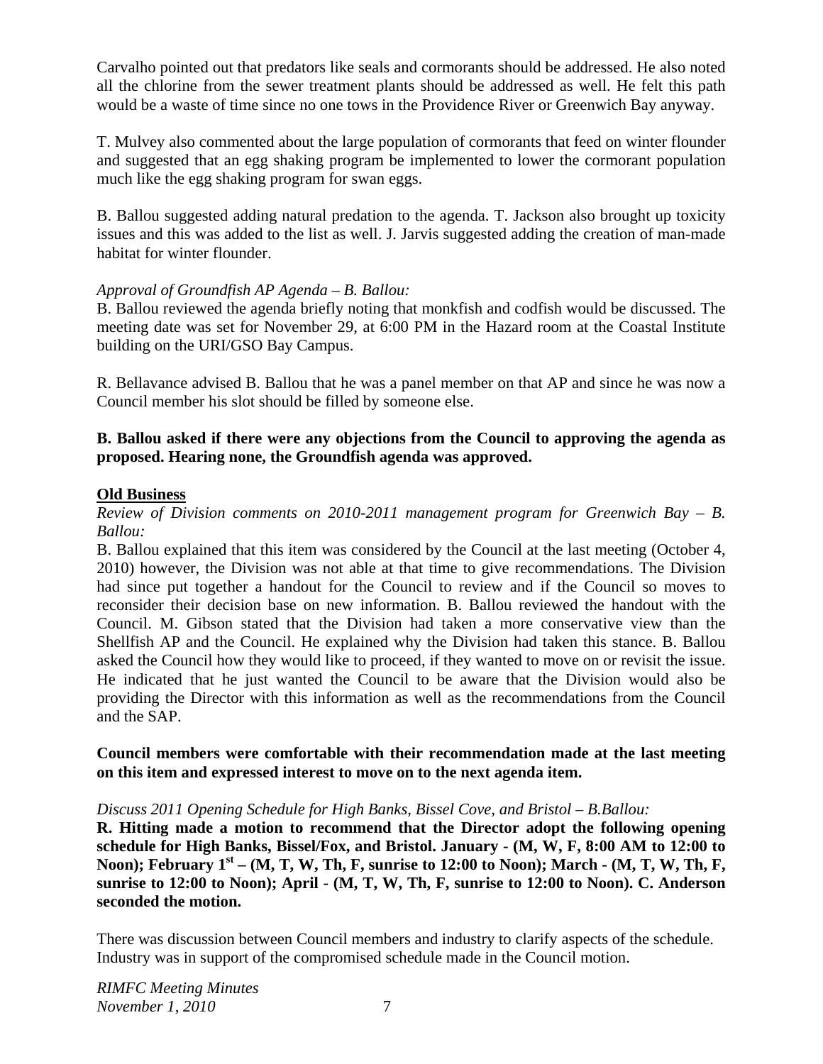Carvalho pointed out that predators like seals and cormorants should be addressed. He also noted all the chlorine from the sewer treatment plants should be addressed as well. He felt this path would be a waste of time since no one tows in the Providence River or Greenwich Bay anyway.

T. Mulvey also commented about the large population of cormorants that feed on winter flounder and suggested that an egg shaking program be implemented to lower the cormorant population much like the egg shaking program for swan eggs.

B. Ballou suggested adding natural predation to the agenda. T. Jackson also brought up toxicity issues and this was added to the list as well. J. Jarvis suggested adding the creation of man-made habitat for winter flounder.

*Approval of Groundfish AP Agenda – B. Ballou:*

B. Ballou reviewed the agenda briefly noting that monkfish and codfish would be discussed. The meeting date was set for November 29, at 6:00 PM in the Hazard room at the Coastal Institute building on the URI/GSO Bay Campus.

R. Bellavance advised B. Ballou that he was a panel member on that AP and since he was now a Council member his slot should be filled by someone else.

**B. Ballou asked if there were any objections from the Council to approving the agenda as proposed. Hearing none, the Groundfish agenda was approved.**

## Old Business

*Review of Division comments on 2010-2011 management program for Greenwich Bay – B. Ballou:*

B. Ballou explained that this item was considered by the Council at the last meeting (October 4, 2010) however, the Division was not able at that time to give recommendations. The Division had since put together a handout for the Council to review and if the Council so moves to reconsider their decision base on new information. B. Ballou reviewed the handout with the Council. M. Gibson stated that the Division had taken a more conservative view than the Shellfish AP and the Council. He explained why the Division had taken this stance. B. Ballou asked the Council how they would like to proceed, if they wanted to move on or revisit the issue. He indicated that he just wanted the Council to be aware that the Division would also be providing the Director with this information as well as the recommendations from the Council and the SAP.

**Council members were comfortable with their recommendation made at the last meeting on this item and expressed interest to move on to the next agenda item.**

*Discuss 2011 Opening Schedule for High Banks, Bissel Cove, and Bristol – B.Ballou:*

**R. Hitting made a motion to recommend that the Director adopt the following opening schedule for High Banks, Bissel/Fox, and Bristol. January - (M, W, F, 8:00 AM to 12:00 to Noon); February 1st – (M, T, W, Th, F, sunrise to 12:00 to Noon); March - (M, T, W, Th, F, sunrise to 12:00 to Noon); April - (M, T, W, Th, F, sunrise to 12:00 to Noon). C. Anderson seconded the motion.**

There was discussion between Council members and industry to clarify aspects of the schedule. Industry was in support of the compromised schedule made in the Council motion.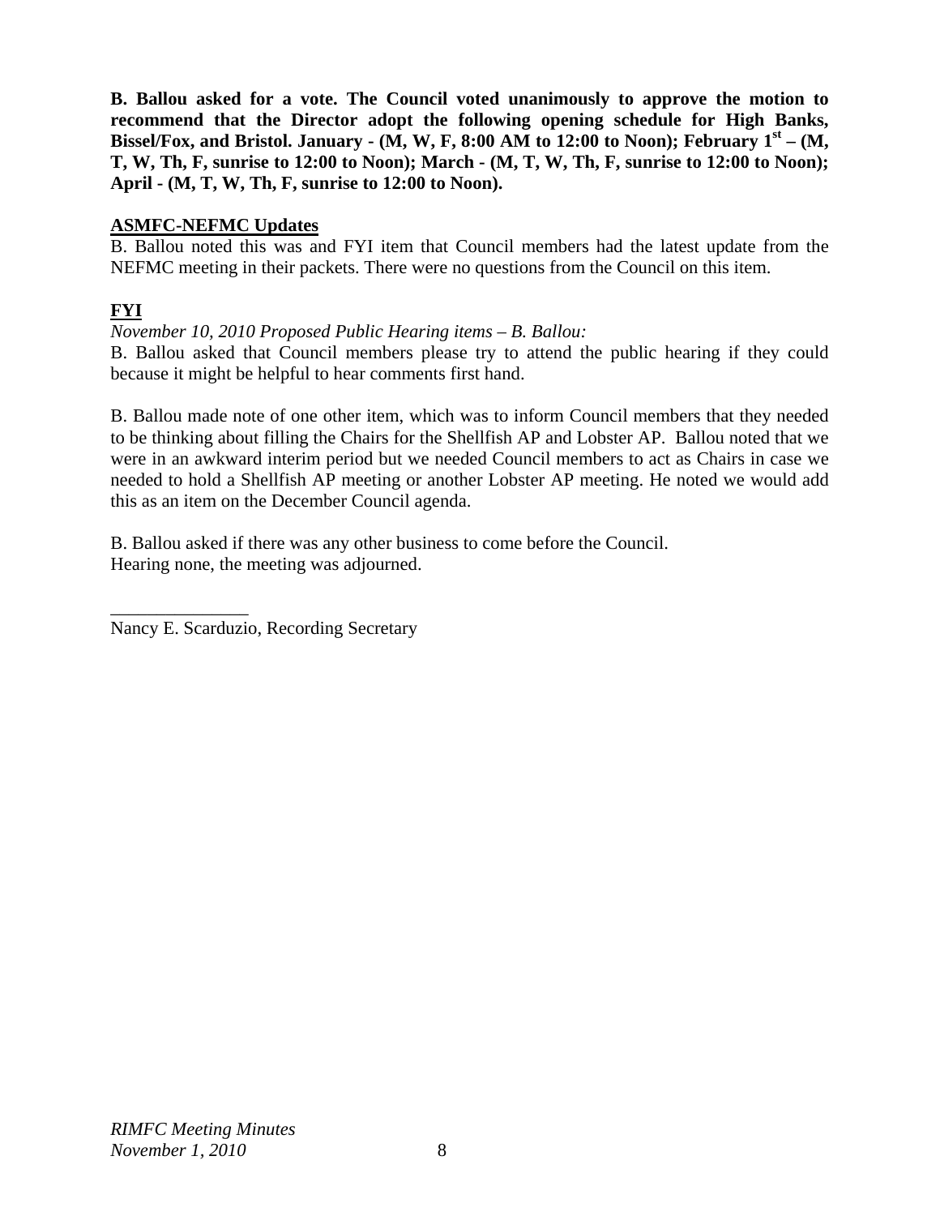**B. Ballou asked for a vote. The Council voted unanimously to approve the motion to recommend that the Director adopt the following opening schedule for High Banks, Bissel/Fox, and Bristol. January - (M, W, F, 8:00 AM to 12:00 to Noon); February 1st – (M, T, W, Th, F, sunrise to 12:00 to Noon); March - (M, T, W, Th, F, sunrise to 12:00 to Noon); April - (M, T, W, Th, F, sunrise to 12:00 to Noon).**

## ASMFC-NEFMC Updates

B. Ballou noted this was and FYI item that Council members had the latest update from the NEFMC meeting in their packets. There were no questions from the Council on this item.

## FYI

*November 10, 2010 Proposed Public Hearing items – B. Ballou:*

B. Ballou asked that Council members please try to attend the public hearing if they could because it might be helpful to hear comments first hand.

B. Ballou made note of one other item, which was to inform Council members that they needed to be thinking about filling the Chairs for the Shellfish AP and Lobster AP. Ballou noted that we were in an awkward interim period but we needed Council members to act as Chairs in case we needed to hold a Shellfish AP meeting or another Lobster AP meeting. He noted we would add this as an item on the December Council agenda.

B. Ballou asked if there was any other business to come before the Council.
Hearing none, the meeting was adjourned.

_______________
Nancy E. Scarduzio, Recording Secretary